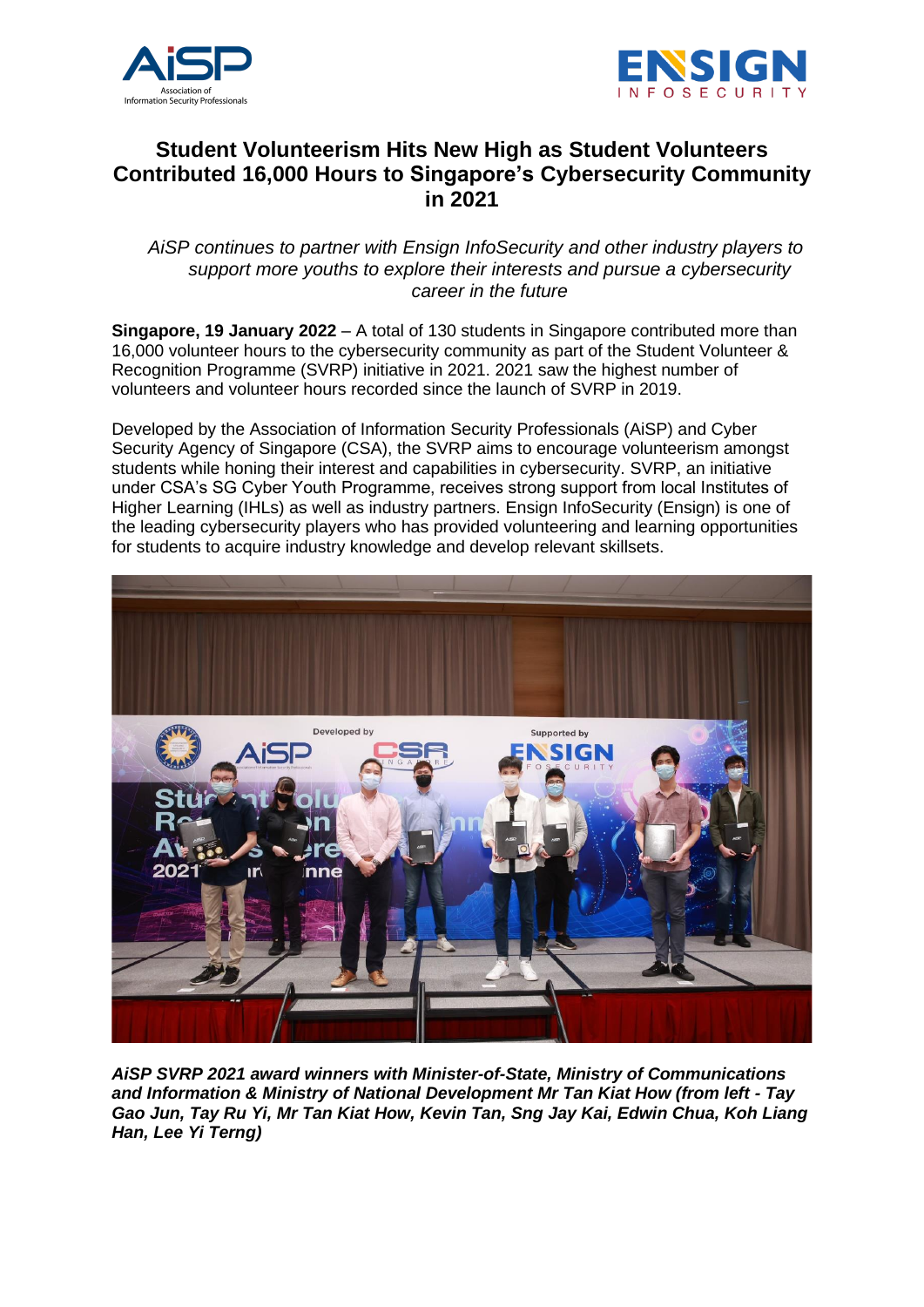# Student Volunteerism Hits New High as Student Volunteers Contributed 16,000 Hours to Singapore's Cybersecurity Community in 2021

*AiSP continues to partner with Ensign InfoSecurity and other industry players to support more youths to explore their interests and pursue a cybersecurity career in the future*

**Singapore, 19 January 2022** – A total of 130 students in Singapore contributed more than 16,000 volunteer hours to the cybersecurity community as part of the Student Volunteer & Recognition Programme (SVRP) initiative in 2021. 2021 saw the highest number of volunteers and volunteer hours recorded since the launch of SVRP in 2019.

Developed by the Association of Information Security Professionals (AiSP) and Cyber Security Agency of Singapore (CSA), the SVRP aims to encourage volunteerism amongst students while honing their interest and capabilities in cybersecurity. SVRP, an initiative under CSA's SG Cyber Youth Programme, receives strong support from local Institutes of Higher Learning (IHLs) as well as industry partners. Ensign InfoSecurity (Ensign) is one of the leading cybersecurity players who has provided volunteering and learning opportunities for students to acquire industry knowledge and develop relevant skillsets.

***AiSP SVRP 2021 award winners with Minister-of-State, Ministry of Communications and Information & Ministry of National Development Mr Tan Kiat How (from left - Tay Gao Jun, Tay Ru Yi, Mr Tan Kiat How, Kevin Tan, Sng Jay Kai, Edwin Chua, Koh Liang Han, Lee Yi Terng)***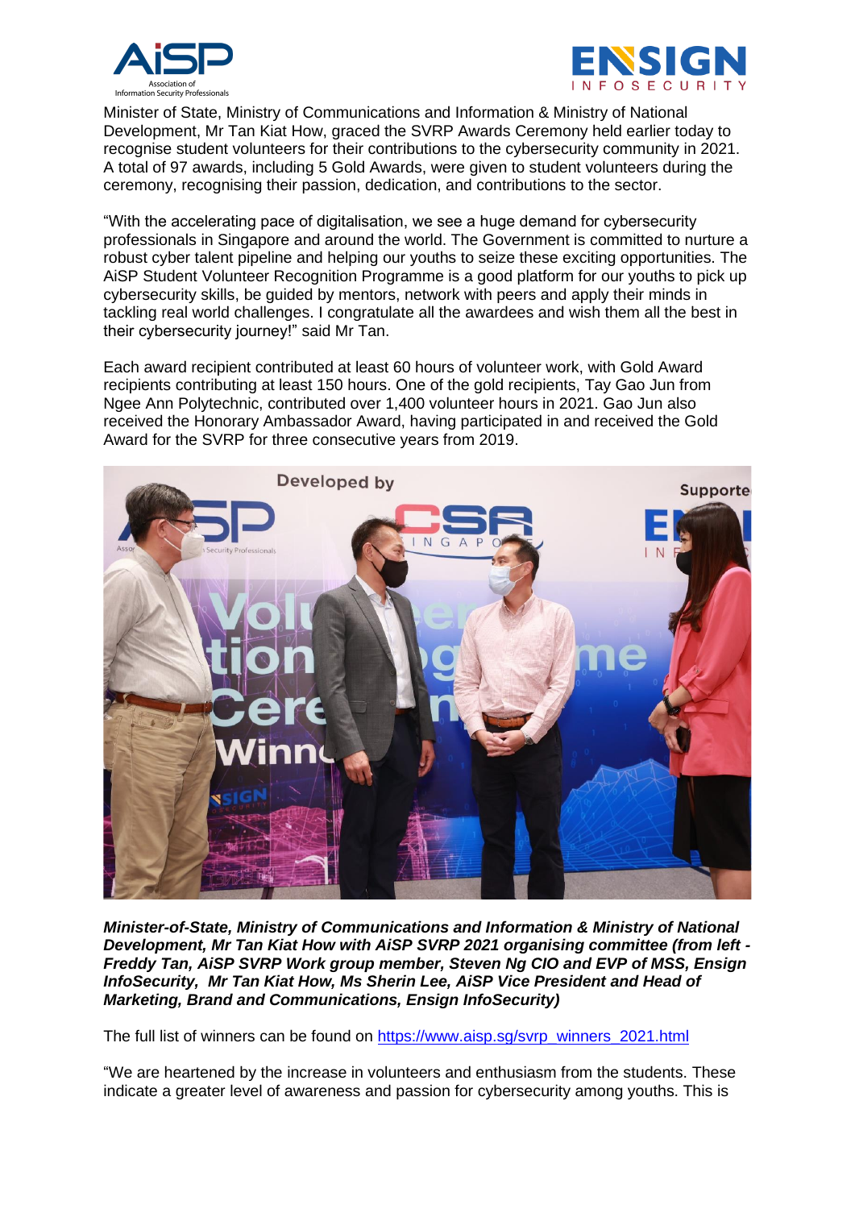Minister of State, Ministry of Communications and Information & Ministry of National Development, Mr Tan Kiat How, graced the SVRP Awards Ceremony held earlier today to recognise student volunteers for their contributions to the cybersecurity community in 2021. A total of 97 awards, including 5 Gold Awards, were given to student volunteers during the ceremony, recognising their passion, dedication, and contributions to the sector.

“With the accelerating pace of digitalisation, we see a huge demand for cybersecurity professionals in Singapore and around the world. The Government is committed to nurture a robust cyber talent pipeline and helping our youths to seize these exciting opportunities. The AiSP Student Volunteer Recognition Programme is a good platform for our youths to pick up cybersecurity skills, be guided by mentors, network with peers and apply their minds in tackling real world challenges. I congratulate all the awardees and wish them all the best in their cybersecurity journey!” said Mr Tan.

Each award recipient contributed at least 60 hours of volunteer work, with Gold Award recipients contributing at least 150 hours. One of the gold recipients, Tay Gao Jun from Ngee Ann Polytechnic, contributed over 1,400 volunteer hours in 2021. Gao Jun also received the Honorary Ambassador Award, having participated in and received the Gold Award for the SVRP for three consecutive years from 2019.

***Minister-of-State, Ministry of Communications and Information & Ministry of National Development, Mr Tan Kiat How with AiSP SVRP 2021 organising committee (from left - Freddy Tan, AiSP SVRP Work group member, Steven Ng CIO and EVP of MSS, Ensign InfoSecurity, Mr Tan Kiat How, Ms Sherin Lee, AiSP Vice President and Head of Marketing, Brand and Communications, Ensign InfoSecurity)***

The full list of winners can be found on https://www.aisp.sg/svrp_winners_2021.html

“We are heartened by the increase in volunteers and enthusiasm from the students. These indicate a greater level of awareness and passion for cybersecurity among youths. This is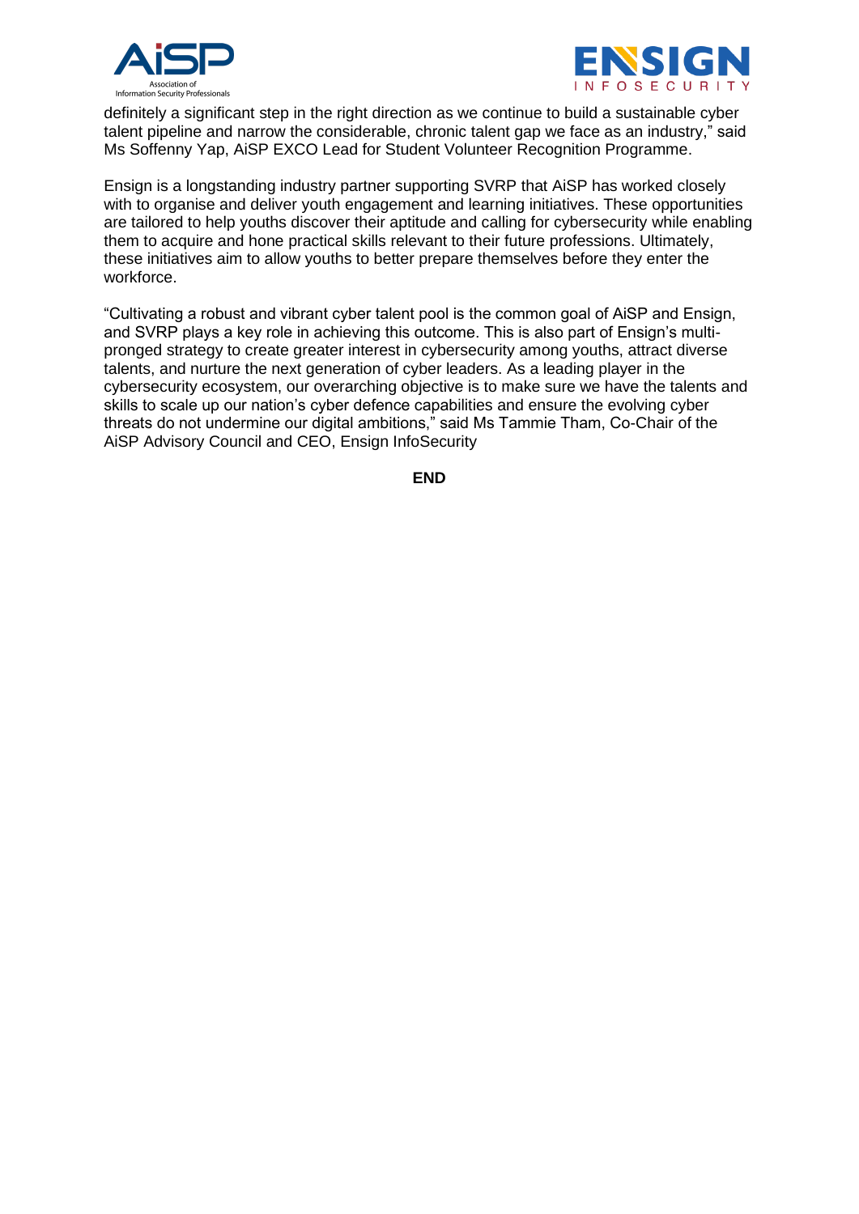definitely a significant step in the right direction as we continue to build a sustainable cyber talent pipeline and narrow the considerable, chronic talent gap we face as an industry," said Ms Soffenny Yap, AiSP EXCO Lead for Student Volunteer Recognition Programme.

Ensign is a longstanding industry partner supporting SVRP that AiSP has worked closely with to organise and deliver youth engagement and learning initiatives. These opportunities are tailored to help youths discover their aptitude and calling for cybersecurity while enabling them to acquire and hone practical skills relevant to their future professions. Ultimately, these initiatives aim to allow youths to better prepare themselves before they enter the workforce.

"Cultivating a robust and vibrant cyber talent pool is the common goal of AiSP and Ensign, and SVRP plays a key role in achieving this outcome. This is also part of Ensign's multi-pronged strategy to create greater interest in cybersecurity among youths, attract diverse talents, and nurture the next generation of cyber leaders. As a leading player in the cybersecurity ecosystem, our overarching objective is to make sure we have the talents and skills to scale up our nation's cyber defence capabilities and ensure the evolving cyber threats do not undermine our digital ambitions," said Ms Tammie Tham, Co-Chair of the AiSP Advisory Council and CEO, Ensign InfoSecurity

**END**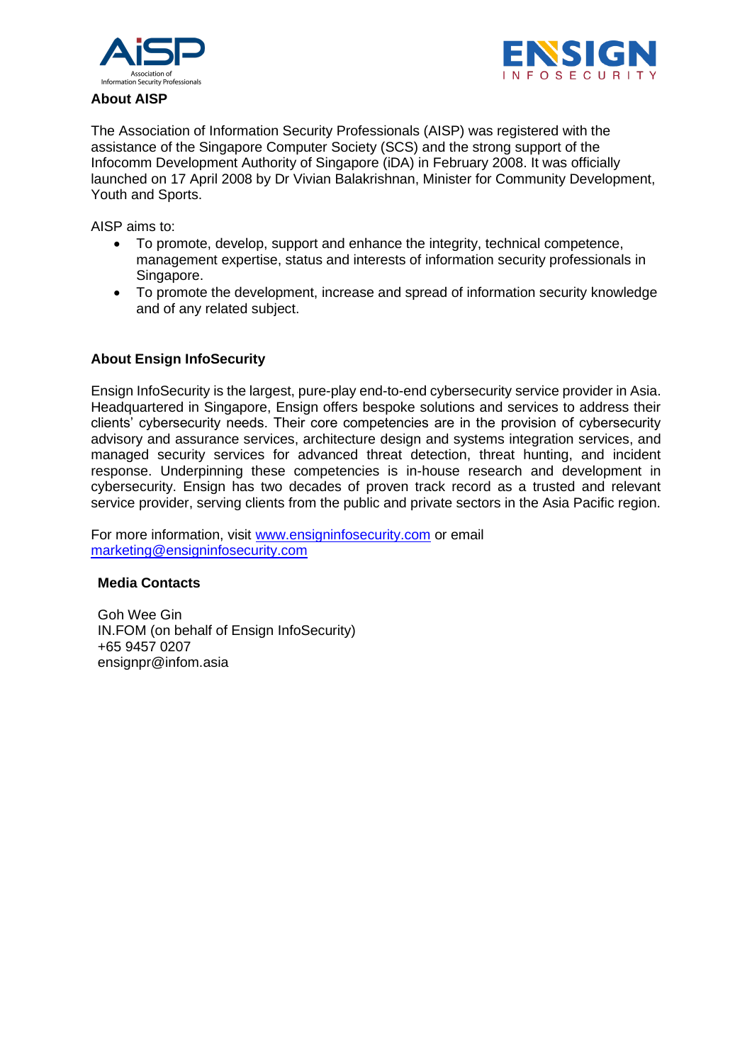## About AISP

The Association of Information Security Professionals (AISP) was registered with the assistance of the Singapore Computer Society (SCS) and the strong support of the Infocomm Development Authority of Singapore (iDA) in February 2008. It was officially launched on 17 April 2008 by Dr Vivian Balakrishnan, Minister for Community Development, Youth and Sports.

AISP aims to:

- To promote, develop, support and enhance the integrity, technical competence, management expertise, status and interests of information security professionals in Singapore.
- To promote the development, increase and spread of information security knowledge and of any related subject.

## About Ensign InfoSecurity

Ensign InfoSecurity is the largest, pure-play end-to-end cybersecurity service provider in Asia. Headquartered in Singapore, Ensign offers bespoke solutions and services to address their clients' cybersecurity needs. Their core competencies are in the provision of cybersecurity advisory and assurance services, architecture design and systems integration services, and managed security services for advanced threat detection, threat hunting, and incident response. Underpinning these competencies is in-house research and development in cybersecurity. Ensign has two decades of proven track record as a trusted and relevant service provider, serving clients from the public and private sectors in the Asia Pacific region.

For more information, visit [www.ensigninfosecurity.com](http://www.ensigninfosecurity.com) or email [marketing@ensigninfosecurity.com](mailto:marketing@ensigninfosecurity.com)

### Media Contacts

Goh Wee Gin
IN.FOM (on behalf of Ensign InfoSecurity)
+65 9457 0207
ensignpr@infom.asia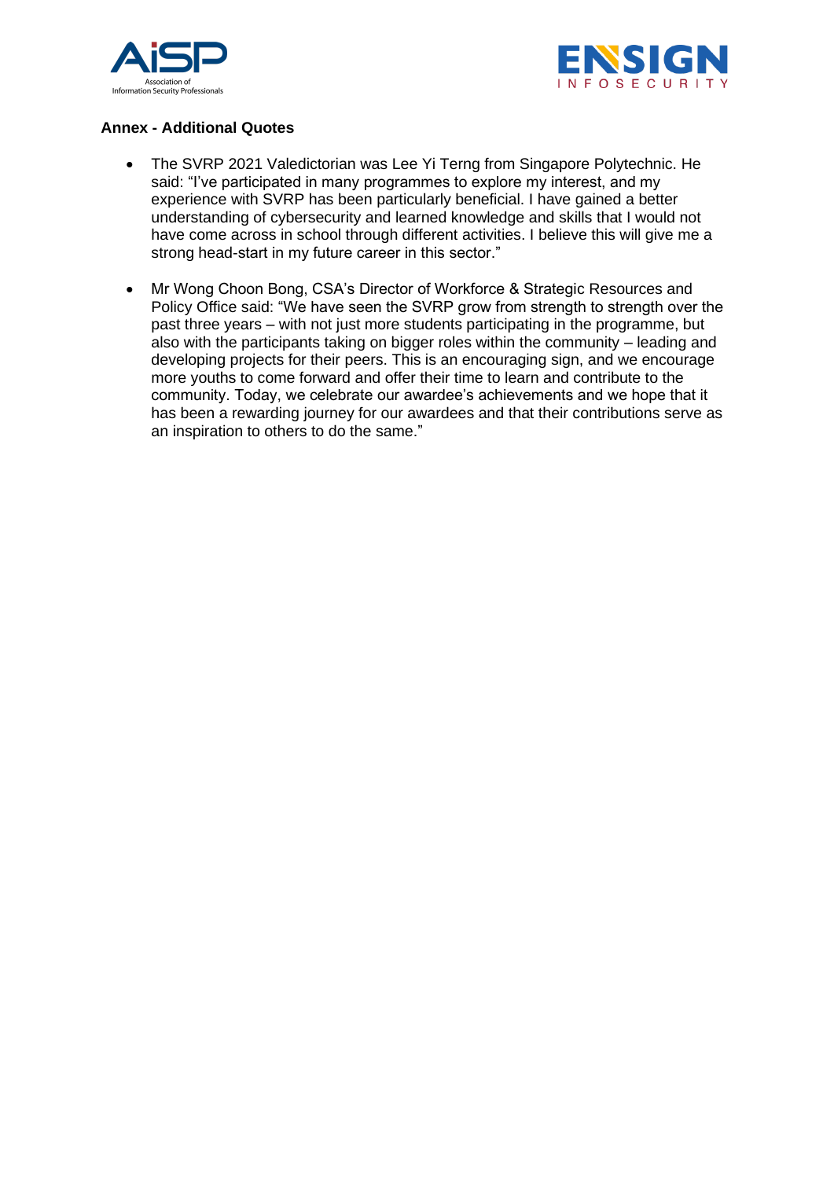**Annex - Additional Quotes**

- The SVRP 2021 Valedictorian was Lee Yi Terng from Singapore Polytechnic. He said: "I've participated in many programmes to explore my interest, and my experience with SVRP has been particularly beneficial. I have gained a better understanding of cybersecurity and learned knowledge and skills that I would not have come across in school through different activities. I believe this will give me a strong head-start in my future career in this sector."

- Mr Wong Choon Bong, CSA's Director of Workforce & Strategic Resources and Policy Office said: "We have seen the SVRP grow from strength to strength over the past three years – with not just more students participating in the programme, but also with the participants taking on bigger roles within the community – leading and developing projects for their peers. This is an encouraging sign, and we encourage more youths to come forward and offer their time to learn and contribute to the community. Today, we celebrate our awardee's achievements and we hope that it has been a rewarding journey for our awardees and that their contributions serve as an inspiration to others to do the same."